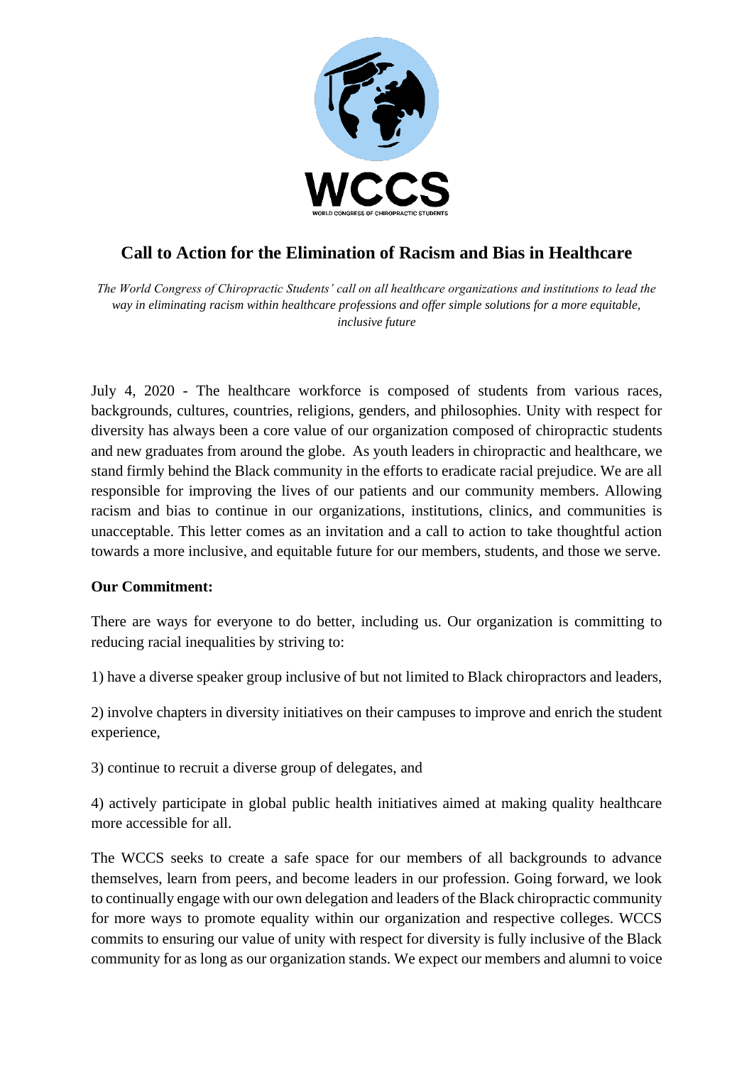WCCS

WORLD CONGRESS OF CHIROPRACTIC STUDENTS

# Call to Action for the Elimination of Racism and Bias in Healthcare

*The World Congress of Chiropractic Students' call on all healthcare organizations and institutions to lead the way in eliminating racism within healthcare professions and offer simple solutions for a more equitable, inclusive future*

July 4, 2020 - The healthcare workforce is composed of students from various races, backgrounds, cultures, countries, religions, genders, and philosophies. Unity with respect for diversity has always been a core value of our organization composed of chiropractic students and new graduates from around the globe. As youth leaders in chiropractic and healthcare, we stand firmly behind the Black community in the efforts to eradicate racial prejudice. We are all responsible for improving the lives of our patients and our community members. Allowing racism and bias to continue in our organizations, institutions, clinics, and communities is unacceptable. This letter comes as an invitation and a call to action to take thoughtful action towards a more inclusive, and equitable future for our members, students, and those we serve.

**Our Commitment:**

There are ways for everyone to do better, including us. Our organization is committing to reducing racial inequalities by striving to:

1) have a diverse speaker group inclusive of but not limited to Black chiropractors and leaders,

2) involve chapters in diversity initiatives on their campuses to improve and enrich the student experience,

3) continue to recruit a diverse group of delegates, and

4) actively participate in global public health initiatives aimed at making quality healthcare more accessible for all.

The WCCS seeks to create a safe space for our members of all backgrounds to advance themselves, learn from peers, and become leaders in our profession. Going forward, we look to continually engage with our own delegation and leaders of the Black chiropractic community for more ways to promote equality within our organization and respective colleges. WCCS commits to ensuring our value of unity with respect for diversity is fully inclusive of the Black community for as long as our organization stands. We expect our members and alumni to voice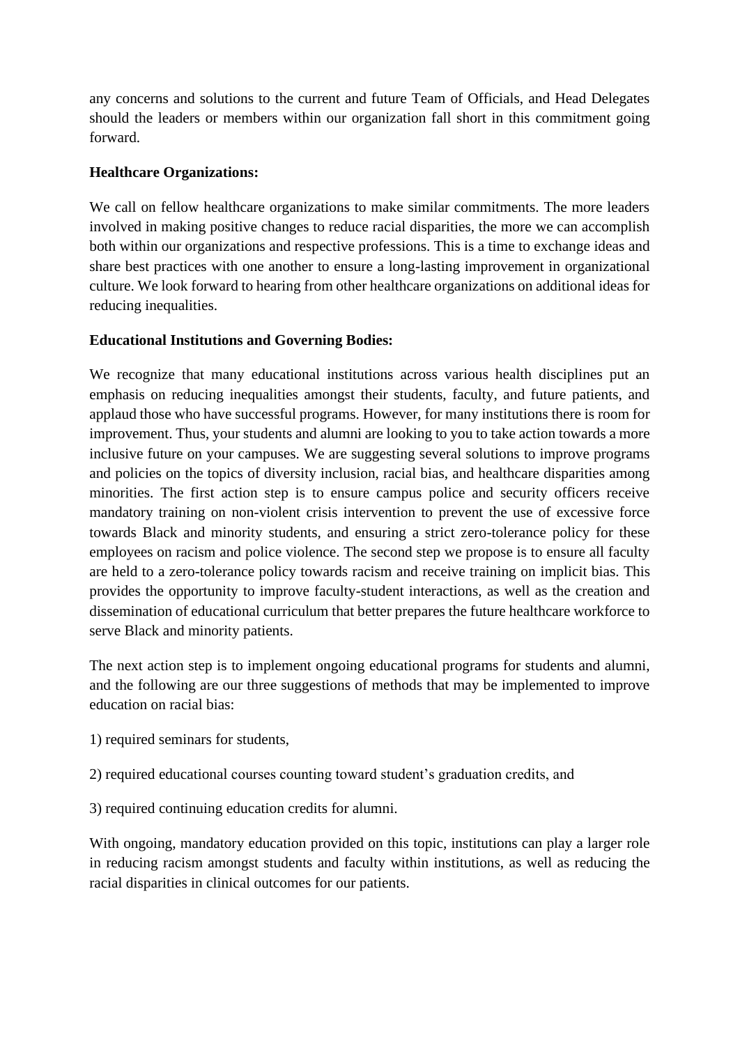any concerns and solutions to the current and future Team of Officials, and Head Delegates should the leaders or members within our organization fall short in this commitment going forward.

**Healthcare Organizations:**

We call on fellow healthcare organizations to make similar commitments. The more leaders involved in making positive changes to reduce racial disparities, the more we can accomplish both within our organizations and respective professions. This is a time to exchange ideas and share best practices with one another to ensure a long-lasting improvement in organizational culture. We look forward to hearing from other healthcare organizations on additional ideas for reducing inequalities.

**Educational Institutions and Governing Bodies:**

We recognize that many educational institutions across various health disciplines put an emphasis on reducing inequalities amongst their students, faculty, and future patients, and applaud those who have successful programs. However, for many institutions there is room for improvement. Thus, your students and alumni are looking to you to take action towards a more inclusive future on your campuses. We are suggesting several solutions to improve programs and policies on the topics of diversity inclusion, racial bias, and healthcare disparities among minorities. The first action step is to ensure campus police and security officers receive mandatory training on non-violent crisis intervention to prevent the use of excessive force towards Black and minority students, and ensuring a strict zero-tolerance policy for these employees on racism and police violence. The second step we propose is to ensure all faculty are held to a zero-tolerance policy towards racism and receive training on implicit bias. This provides the opportunity to improve faculty-student interactions, as well as the creation and dissemination of educational curriculum that better prepares the future healthcare workforce to serve Black and minority patients.

The next action step is to implement ongoing educational programs for students and alumni, and the following are our three suggestions of methods that may be implemented to improve education on racial bias:

1) required seminars for students,

2) required educational courses counting toward student's graduation credits, and

3) required continuing education credits for alumni.

With ongoing, mandatory education provided on this topic, institutions can play a larger role in reducing racism amongst students and faculty within institutions, as well as reducing the racial disparities in clinical outcomes for our patients.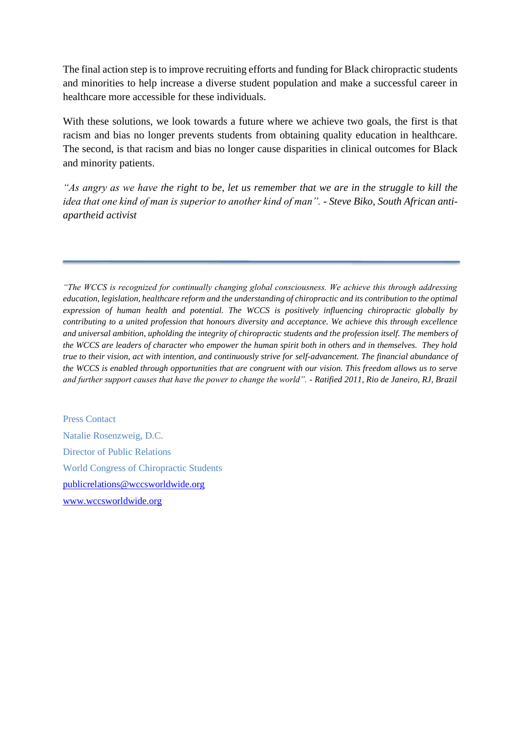The final action step is to improve recruiting efforts and funding for Black chiropractic students and minorities to help increase a diverse student population and make a successful career in healthcare more accessible for these individuals.

With these solutions, we look towards a future where we achieve two goals, the first is that racism and bias no longer prevents students from obtaining quality education in healthcare. The second, is that racism and bias no longer cause disparities in clinical outcomes for Black and minority patients.

*"As angry as we have the right to be, let us remember that we are in the struggle to kill the idea that one kind of man is superior to another kind of man". - Steve Biko, South African anti-apartheid activist*

---

*"The WCCS is recognized for continually changing global consciousness. We achieve this through addressing education, legislation, healthcare reform and the understanding of chiropractic and its contribution to the optimal expression of human health and potential. The WCCS is positively influencing chiropractic globally by contributing to a united profession that honours diversity and acceptance. We achieve this through excellence and universal ambition, upholding the integrity of chiropractic students and the profession itself. The members of the WCCS are leaders of character who empower the human spirit both in others and in themselves. They hold true to their vision, act with intention, and continuously strive for self-advancement. The financial abundance of the WCCS is enabled through opportunities that are congruent with our vision. This freedom allows us to serve and further support causes that have the power to change the world". - Ratified 2011, Rio de Janeiro, RJ, Brazil*

Press Contact

Natalie Rosenzweig, D.C.

Director of Public Relations

World Congress of Chiropractic Students

publicrelations@wccsworldwide.org

www.wccsworldwide.org